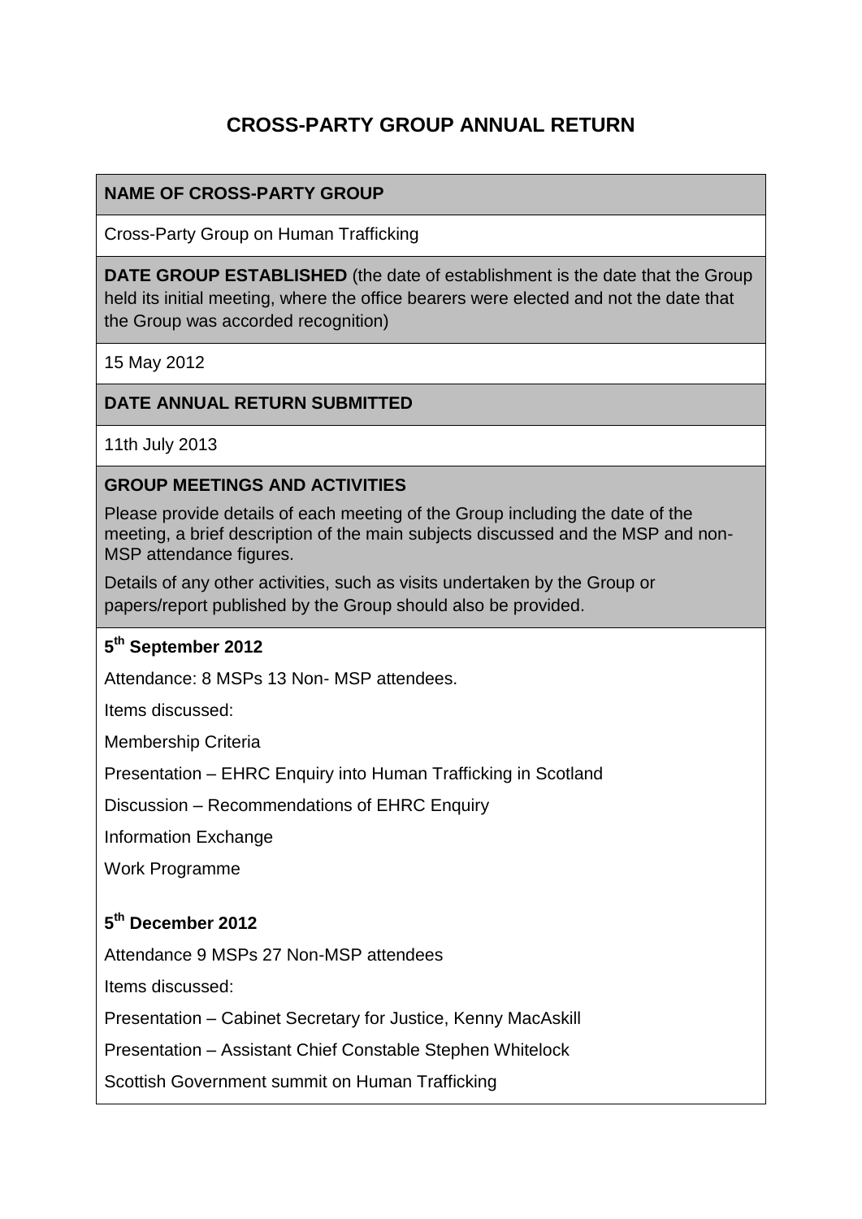# CROSS-PARTY GROUP ANNUAL RETURN

**NAME OF CROSS-PARTY GROUP**

Cross-Party Group on Human Trafficking

**DATE GROUP ESTABLISHED** (the date of establishment is the date that the Group held its initial meeting, where the office bearers were elected and not the date that the Group was accorded recognition)

15 May 2012

**DATE ANNUAL RETURN SUBMITTED**

11th July 2013

**GROUP MEETINGS AND ACTIVITIES**

Please provide details of each meeting of the Group including the date of the meeting, a brief description of the main subjects discussed and the MSP and non-MSP attendance figures.

Details of any other activities, such as visits undertaken by the Group or papers/report published by the Group should also be provided.

**5th September 2012**

Attendance: 8 MSPs 13 Non- MSP attendees.

Items discussed:

Membership Criteria

Presentation – EHRC Enquiry into Human Trafficking in Scotland

Discussion – Recommendations of EHRC Enquiry

Information Exchange

Work Programme

**5th December 2012**

Attendance 9 MSPs 27 Non-MSP attendees

Items discussed:

Presentation – Cabinet Secretary for Justice, Kenny MacAskill

Presentation – Assistant Chief Constable Stephen Whitelock

Scottish Government summit on Human Trafficking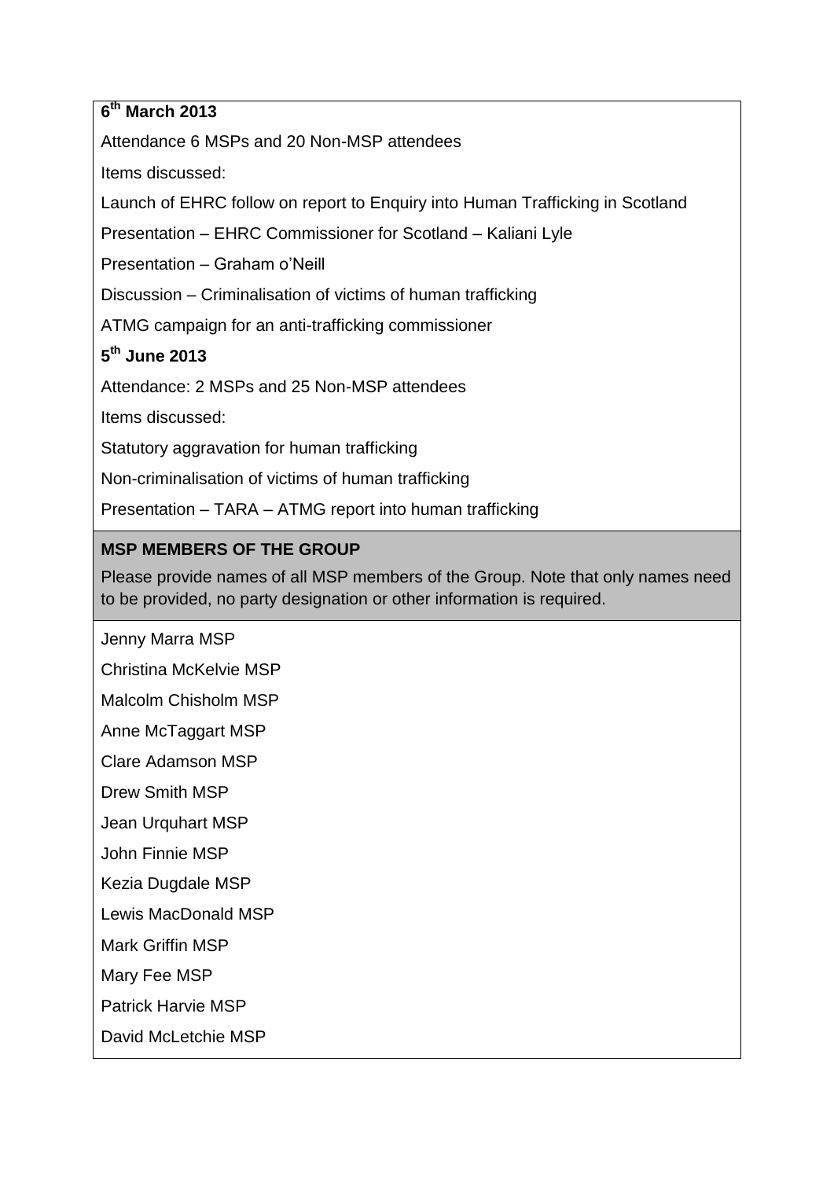**6th March 2013**

Attendance 6 MSPs and 20 Non-MSP attendees

Items discussed:

Launch of EHRC follow on report to Enquiry into Human Trafficking in Scotland

Presentation – EHRC Commissioner for Scotland – Kaliani Lyle

Presentation – Graham o'Neill

Discussion – Criminalisation of victims of human trafficking

ATMG campaign for an anti-trafficking commissioner

**5th June 2013**

Attendance: 2 MSPs and 25 Non-MSP attendees

Items discussed:

Statutory aggravation for human trafficking

Non-criminalisation of victims of human trafficking

Presentation – TARA – ATMG report into human trafficking

**MSP MEMBERS OF THE GROUP**

Please provide names of all MSP members of the Group. Note that only names need to be provided, no party designation or other information is required.

Jenny Marra MSP

Christina McKelvie MSP

Malcolm Chisholm MSP

Anne McTaggart MSP

Clare Adamson MSP

Drew Smith MSP

Jean Urquhart MSP

John Finnie MSP

Kezia Dugdale MSP

Lewis MacDonald MSP

Mark Griffin MSP

Mary Fee MSP

Patrick Harvie MSP

David McLetchie MSP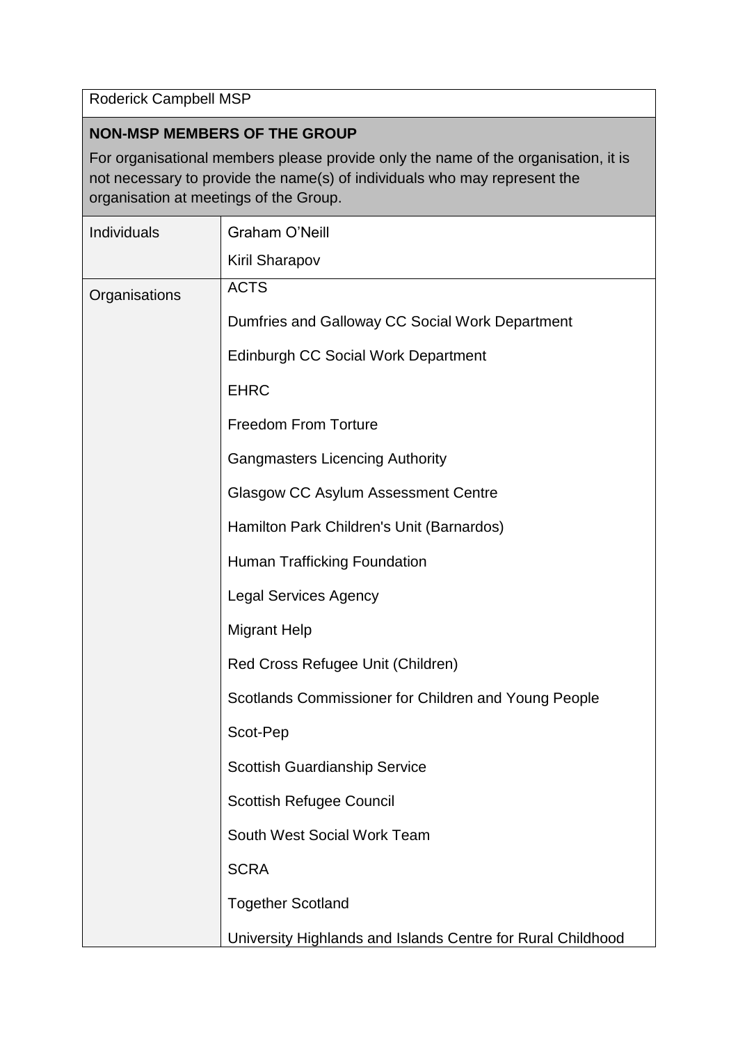| Roderick Campbell MSP | |
| --- | --- |
| **NON-MSP MEMBERS OF THE GROUP**<br>For organisational members please provide only the name of the organisation, it is not necessary to provide the name(s) of individuals who may represent the organisation at meetings of the Group. | |
| Individuals | Graham O'Neill<br>Kiril Sharapov |
| Organisations | ACTS<br>Dumfries and Galloway CC Social Work Department<br>Edinburgh CC Social Work Department<br>EHRC<br>Freedom From Torture<br>Gangmasters Licencing Authority<br>Glasgow CC Asylum Assessment Centre<br>Hamilton Park Children's Unit (Barnardos)<br>Human Trafficking Foundation<br>Legal Services Agency<br>Migrant Help<br>Red Cross Refugee Unit (Children)<br>Scotlands Commissioner for Children and Young People<br>Scot-Pep<br>Scottish Guardianship Service<br>Scottish Refugee Council<br>South West Social Work Team<br>SCRA<br>Together Scotland<br>University Highlands and Islands Centre for Rural Childhood |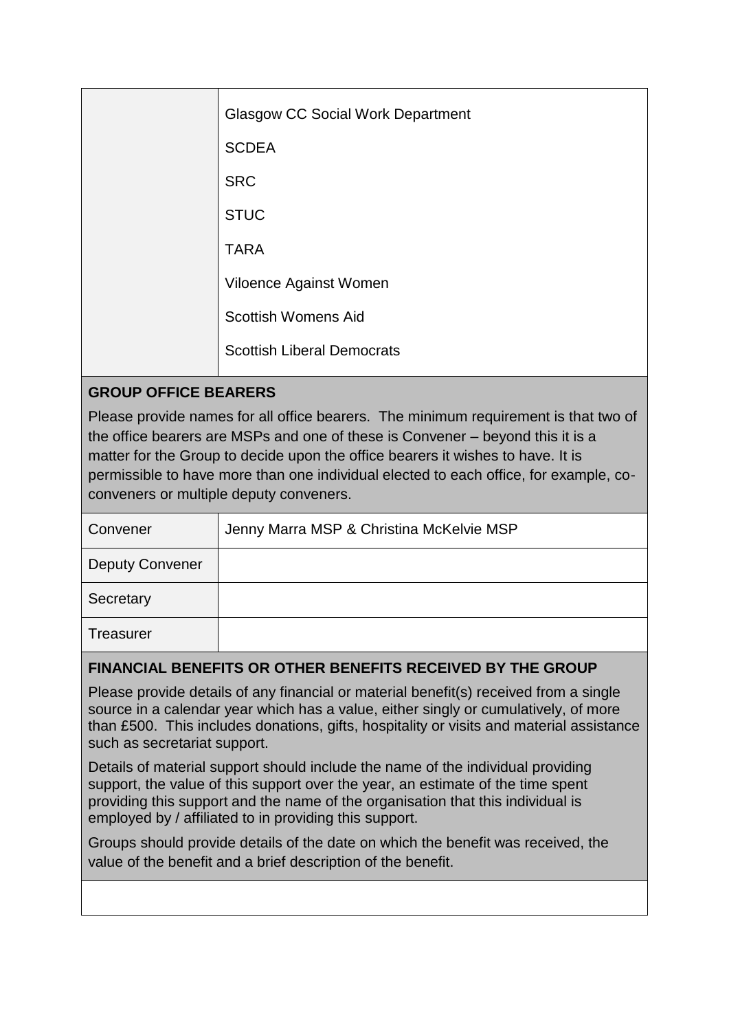| | |
|---|---|
| | Glasgow CC Social Work Department<br><br>SCDEA<br><br>SRC<br><br>STUC<br><br>TARA<br><br>Viloence Against Women<br><br>Scottish Womens Aid<br><br>Scottish Liberal Democrats |

**GROUP OFFICE BEARERS**

Please provide names for all office bearers. The minimum requirement is that two of the office bearers are MSPs and one of these is Convener – beyond this it is a matter for the Group to decide upon the office bearers it wishes to have. It is permissible to have more than one individual elected to each office, for example, co-conveners or multiple deputy conveners.

| | |
|---|---|
| Convener | Jenny Marra MSP & Christina McKelvie MSP |
| Deputy Convener | |
| Secretary | |
| Treasurer | |

**FINANCIAL BENEFITS OR OTHER BENEFITS RECEIVED BY THE GROUP**

Please provide details of any financial or material benefit(s) received from a single source in a calendar year which has a value, either singly or cumulatively, of more than £500. This includes donations, gifts, hospitality or visits and material assistance such as secretariat support.

Details of material support should include the name of the individual providing support, the value of this support over the year, an estimate of the time spent providing this support and the name of the organisation that this individual is employed by / affiliated to in providing this support.

Groups should provide details of the date on which the benefit was received, the value of the benefit and a brief description of the benefit.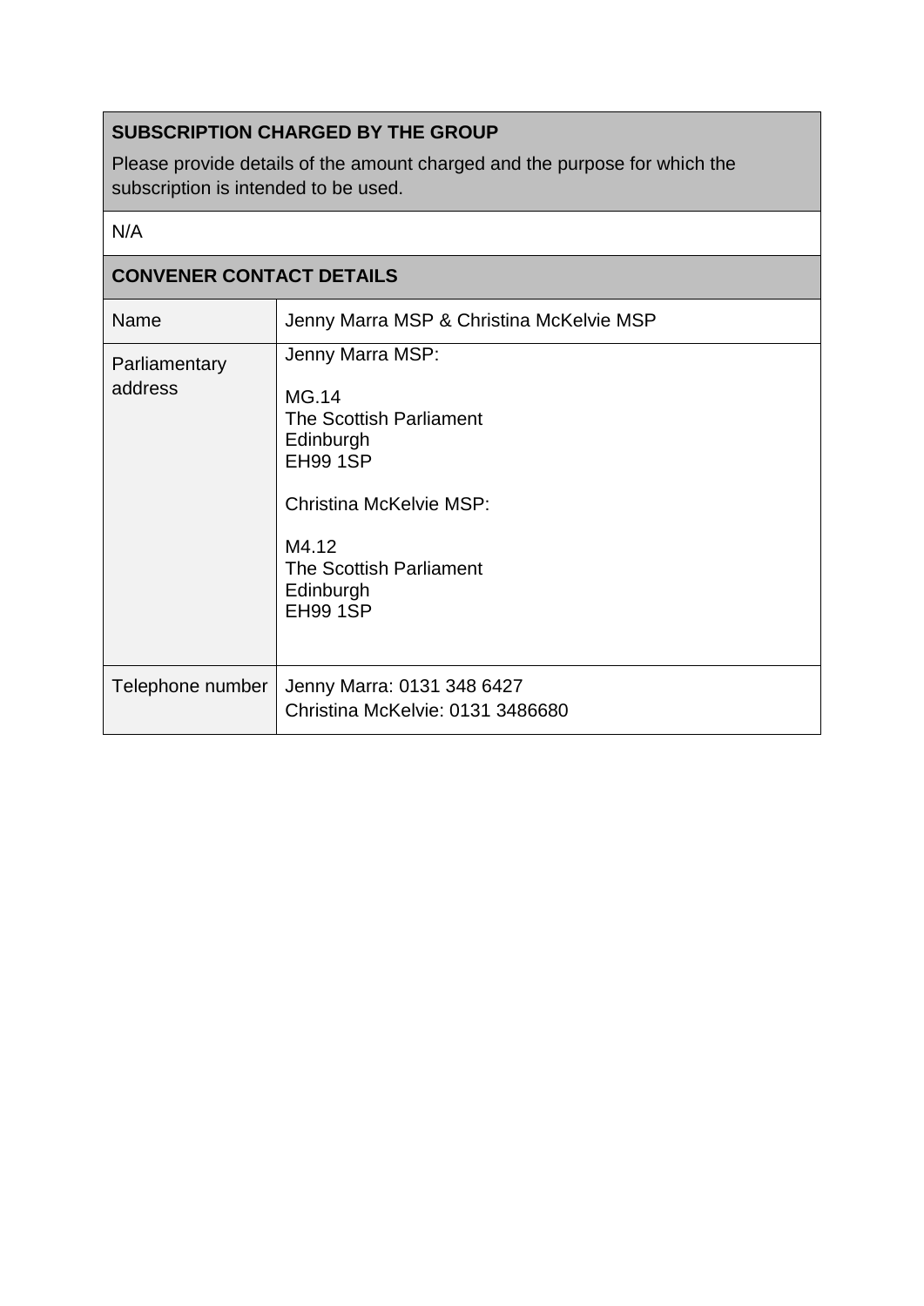| | |
|---|---|
| **SUBSCRIPTION CHARGED BY THE GROUP**<br>Please provide details of the amount charged and the purpose for which the subscription is intended to be used. | |
| N/A | |
| **CONVENER CONTACT DETAILS** | |
| Name | Jenny Marra MSP & Christina McKelvie MSP |
| Parliamentary address | Jenny Marra MSP:<br><br>MG.14<br>The Scottish Parliament<br>Edinburgh<br>EH99 1SP<br><br>Christina McKelvie MSP:<br><br>M4.12<br>The Scottish Parliament<br>Edinburgh<br>EH99 1SP |
| Telephone number | Jenny Marra: 0131 348 6427<br>Christina McKelvie: 0131 3486680 |